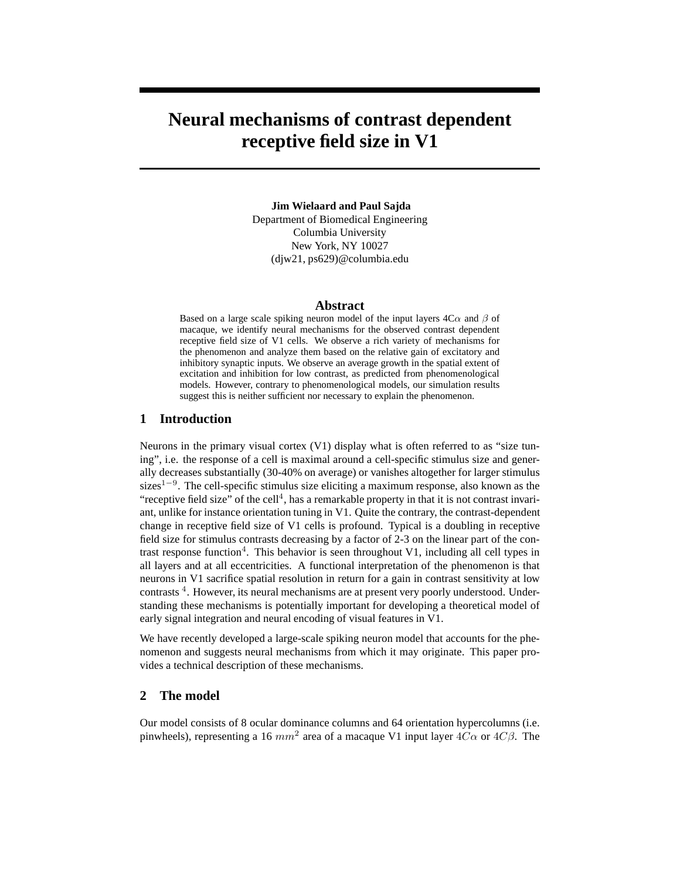# Neural mechanisms of contrast dependent receptive field size in V1

**Jim Wielaard and Paul Sajda**
Department of Biomedical Engineering
Columbia University
New York, NY 10027
(djw21, ps629)@columbia.edu

## Abstract

Based on a large scale spiking neuron model of the input layers 4C$\alpha$ and $\beta$ of macaque, we identify neural mechanisms for the observed contrast dependent receptive field size of V1 cells. We observe a rich variety of mechanisms for the phenomenon and analyze them based on the relative gain of excitatory and inhibitory synaptic inputs. We observe an average growth in the spatial extent of excitation and inhibition for low contrast, as predicted from phenomenological models. However, contrary to phenomenological models, our simulation results suggest this is neither sufficient nor necessary to explain the phenomenon.

## 1 Introduction

Neurons in the primary visual cortex (V1) display what is often referred to as "size tuning", i.e. the response of a cell is maximal around a cell-specific stimulus size and generally decreases substantially (30-40% on average) or vanishes altogether for larger stimulus sizes[1−9]. The cell-specific stimulus size eliciting a maximum response, also known as the "receptive field size" of the cell[4], has a remarkable property in that it is not contrast invariant, unlike for instance orientation tuning in V1. Quite the contrary, the contrast-dependent change in receptive field size of V1 cells is profound. Typical is a doubling in receptive field size for stimulus contrasts decreasing by a factor of 2-3 on the linear part of the contrast response function[4]. This behavior is seen throughout V1, including all cell types in all layers and at all eccentricities. A functional interpretation of the phenomenon is that neurons in V1 sacrifice spatial resolution in return for a gain in contrast sensitivity at low contrasts [4]. However, its neural mechanisms are at present very poorly understood. Understanding these mechanisms is potentially important for developing a theoretical model of early signal integration and neural encoding of visual features in V1.

We have recently developed a large-scale spiking neuron model that accounts for the phenomenon and suggests neural mechanisms from which it may originate. This paper provides a technical description of these mechanisms.

## 2 The model

Our model consists of 8 ocular dominance columns and 64 orientation hypercolumns (i.e. pinwheels), representing a 16 $mm^2$ area of a macaque V1 input layer $4C\alpha$ or $4C\beta$. The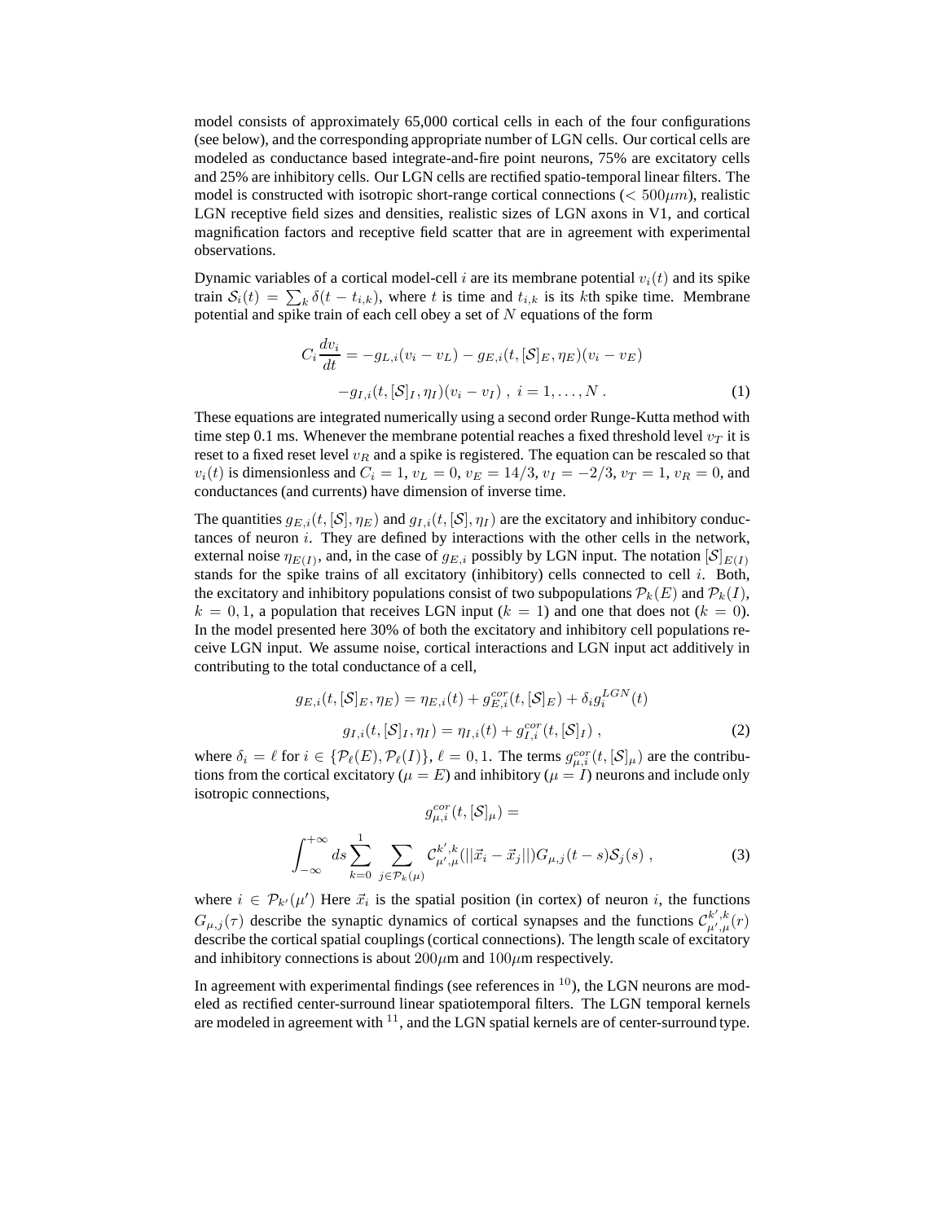model consists of approximately 65,000 cortical cells in each of the four configurations (see below), and the corresponding appropriate number of LGN cells. Our cortical cells are modeled as conductance based integrate-and-fire point neurons, 75% are excitatory cells and 25% are inhibitory cells. Our LGN cells are rectified spatio-temporal linear filters. The model is constructed with isotropic short-range cortical connections ($< 500\mu m$), realistic LGN receptive field sizes and densities, realistic sizes of LGN axons in V1, and cortical magnification factors and receptive field scatter that are in agreement with experimental observations.

Dynamic variables of a cortical model-cell $i$ are its membrane potential $v_i(t)$ and its spike train $\mathcal{S}_i(t) = \sum_k \delta(t - t_{i,k})$, where $t$ is time and $t_{i,k}$ is its $k$th spike time. Membrane potential and spike train of each cell obey a set of $N$ equations of the form

$$C_i \frac{dv_i}{dt} = -g_{L,i}(v_i - v_L) - g_{E,i}(t, [\mathcal{S}]_E, \eta_E)(v_i - v_E)$$
$$-g_{I,i}(t, [\mathcal{S}]_I, \eta_I)(v_i - v_I) \ , \ i = 1, \ldots, N \ . \tag{1}$$

These equations are integrated numerically using a second order Runge-Kutta method with time step 0.1 ms. Whenever the membrane potential reaches a fixed threshold level $v_T$ it is reset to a fixed reset level $v_R$ and a spike is registered. The equation can be rescaled so that $v_i(t)$ is dimensionless and $C_i = 1$, $v_L = 0$, $v_E = 14/3$, $v_I = -2/3$, $v_T = 1$, $v_R = 0$, and conductances (and currents) have dimension of inverse time.

The quantities $g_{E,i}(t, [\mathcal{S}], \eta_E)$ and $g_{I,i}(t, [\mathcal{S}], \eta_I)$ are the excitatory and inhibitory conductances of neuron $i$. They are defined by interactions with the other cells in the network, external noise $\eta_{E(I)}$, and, in the case of $g_{E,i}$ possibly by LGN input. The notation $[\mathcal{S}]_{E(I)}$ stands for the spike trains of all excitatory (inhibitory) cells connected to cell $i$. Both, the excitatory and inhibitory populations consist of two subpopulations $\mathcal{P}_k(E)$ and $\mathcal{P}_k(I)$, $k = 0, 1$, a population that receives LGN input ($k = 1$) and one that does not ($k = 0$). In the model presented here 30% of both the excitatory and inhibitory cell populations receive LGN input. We assume noise, cortical interactions and LGN input act additively in contributing to the total conductance of a cell,

$$g_{E,i}(t, [\mathcal{S}]_E, \eta_E) = \eta_{E,i}(t) + g^{cor}_{E,i}(t, [\mathcal{S}]_E) + \delta_i g^{LGN}_i(t)$$
$$g_{I,i}(t, [\mathcal{S}]_I, \eta_I) = \eta_{I,i}(t) + g^{cor}_{I,i}(t, [\mathcal{S}]_I) \ , \tag{2}$$

where $\delta_i = \ell$ for $i \in \{\mathcal{P}_\ell(E), \mathcal{P}_\ell(I)\}$, $\ell = 0, 1$. The terms $g^{cor}_{\mu,i}(t, [\mathcal{S}]_\mu)$ are the contributions from the cortical excitatory ($\mu = E$) and inhibitory ($\mu = I$) neurons and include only isotropic connections,

$$g^{cor}_{\mu,i}(t, [\mathcal{S}]_\mu) =$$
$$\int_{-\infty}^{+\infty} ds \sum_{k=0}^{1} \sum_{j \in \mathcal{P}_k(\mu)} \mathcal{C}^{k',k}_{\mu',\mu}(||\vec{x}_i - \vec{x}_j||) G_{\mu,j}(t - s) \mathcal{S}_j(s) \ , \tag{3}$$

where $i \in \mathcal{P}_{k'}(\mu')$ Here $\vec{x}_i$ is the spatial position (in cortex) of neuron $i$, the functions $G_{\mu,j}(\tau)$ describe the synaptic dynamics of cortical synapses and the functions $\mathcal{C}^{k',k}_{\mu',\mu}(r)$ describe the cortical spatial couplings (cortical connections). The length scale of excitatory and inhibitory connections is about $200\mu$m and $100\mu$m respectively.

In agreement with experimental findings (see references in [10]), the LGN neurons are modeled as rectified center-surround linear spatiotemporal filters. The LGN temporal kernels are modeled in agreement with [11], and the LGN spatial kernels are of center-surround type.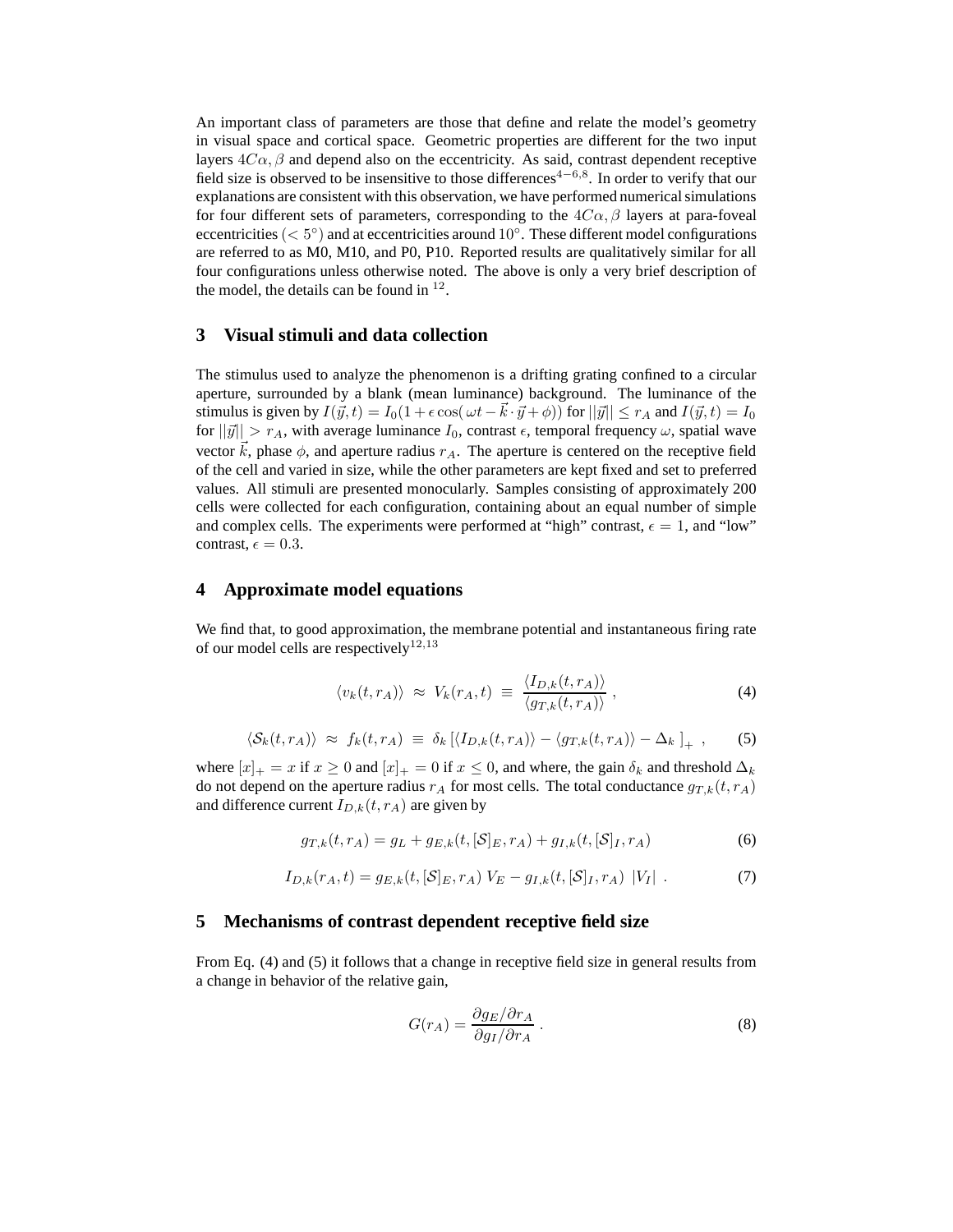An important class of parameters are those that define and relate the model's geometry in visual space and cortical space. Geometric properties are different for the two input layers $4C\alpha, \beta$ and depend also on the eccentricity. As said, contrast dependent receptive field size is observed to be insensitive to those differences[4−6,8]. In order to verify that our explanations are consistent with this observation, we have performed numerical simulations for four different sets of parameters, corresponding to the $4C\alpha, \beta$ layers at para-foveal eccentricities ($< 5^\circ$) and at eccentricities around $10^\circ$. These different model configurations are referred to as M0, M10, and P0, P10. Reported results are qualitatively similar for all four configurations unless otherwise noted. The above is only a very brief description of the model, the details can be found in [12].

## 3 Visual stimuli and data collection

The stimulus used to analyze the phenomenon is a drifting grating confined to a circular aperture, surrounded by a blank (mean luminance) background. The luminance of the stimulus is given by $I(\vec{y}, t) = I_0(1 + \epsilon \cos(\omega t - \vec{k} \cdot \vec{y} + \phi))$ for $||\vec{y}|| \leq r_A$ and $I(\vec{y}, t) = I_0$ for $||\vec{y}|| > r_A$, with average luminance $I_0$, contrast $\epsilon$, temporal frequency $\omega$, spatial wave vector $\vec{k}$, phase $\phi$, and aperture radius $r_A$. The aperture is centered on the receptive field of the cell and varied in size, while the other parameters are kept fixed and set to preferred values. All stimuli are presented monocularly. Samples consisting of approximately 200 cells were collected for each configuration, containing about an equal number of simple and complex cells. The experiments were performed at "high" contrast, $\epsilon = 1$, and "low" contrast, $\epsilon = 0.3$.

## 4 Approximate model equations

We find that, to good approximation, the membrane potential and instantaneous firing rate of our model cells are respectively[12,13]

$$\langle v_k(t, r_A) \rangle \;\approx\; V_k(r_A, t) \;\equiv\; \frac{\langle I_{D,k}(t, r_A) \rangle}{\langle g_{T,k}(t, r_A) \rangle} \;, \tag{4}$$

$$\langle \mathcal{S}_k(t, r_A) \rangle \;\approx\; f_k(t, r_A) \;\equiv\; \delta_k \left[ \langle I_{D,k}(t, r_A) \rangle - \langle g_{T,k}(t, r_A) \rangle - \Delta_k \;\right]_+ \;, \tag{5}$$

where $[x]_+ = x$ if $x \geq 0$ and $[x]_+ = 0$ if $x \leq 0$, and where, the gain $\delta_k$ and threshold $\Delta_k$ do not depend on the aperture radius $r_A$ for most cells. The total conductance $g_{T,k}(t, r_A)$ and difference current $I_{D,k}(t, r_A)$ are given by

$$g_{T,k}(t, r_A) = g_L + g_{E,k}(t, [\mathcal{S}]_E, r_A) + g_{I,k}(t, [\mathcal{S}]_I, r_A) \tag{6}$$

$$I_{D,k}(r_A, t) = g_{E,k}(t, [\mathcal{S}]_E, r_A)\; V_E - g_{I,k}(t, [\mathcal{S}]_I, r_A)\;\; |V_I| \;. \tag{7}$$

## 5 Mechanisms of contrast dependent receptive field size

From Eq. (4) and (5) it follows that a change in receptive field size in general results from a change in behavior of the relative gain,

$$G(r_A) = \frac{\partial g_E / \partial r_A}{\partial g_I / \partial r_A} \;. \tag{8}$$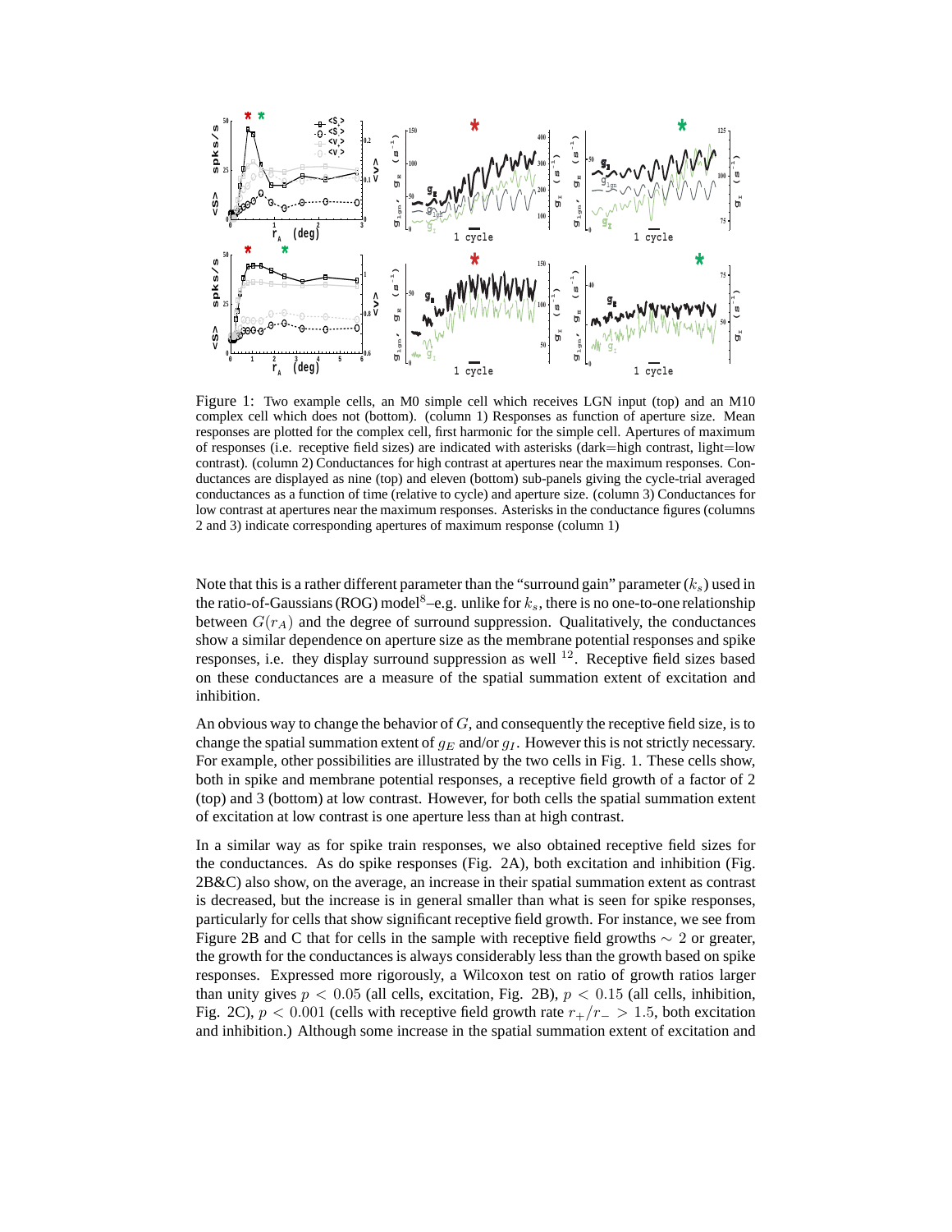Figure 1: Two example cells, an M0 simple cell which receives LGN input (top) and an M10 complex cell which does not (bottom). (column 1) Responses as function of aperture size. Mean responses are plotted for the complex cell, first harmonic for the simple cell. Apertures of maximum of responses (i.e. receptive field sizes) are indicated with asterisks (dark=high contrast, light=low contrast). (column 2) Conductances for high contrast at apertures near the maximum responses. Conductances are displayed as nine (top) and eleven (bottom) sub-panels giving the cycle-trial averaged conductances as a function of time (relative to cycle) and aperture size. (column 3) Conductances for low contrast at apertures near the maximum responses. Asterisks in the conductance figures (columns 2 and 3) indicate corresponding apertures of maximum response (column 1)

Note that this is a rather different parameter than the "surround gain" parameter ($k_s$) used in the ratio-of-Gaussians (ROG) model[8]–e.g. unlike for $k_s$, there is no one-to-one relationship between $G(r_A)$ and the degree of surround suppression. Qualitatively, the conductances show a similar dependence on aperture size as the membrane potential responses and spike responses, i.e. they display surround suppression as well [12]. Receptive field sizes based on these conductances are a measure of the spatial summation extent of excitation and inhibition.

An obvious way to change the behavior of $G$, and consequently the receptive field size, is to change the spatial summation extent of $g_E$ and/or $g_I$. However this is not strictly necessary. For example, other possibilities are illustrated by the two cells in Fig. 1. These cells show, both in spike and membrane potential responses, a receptive field growth of a factor of 2 (top) and 3 (bottom) at low contrast. However, for both cells the spatial summation extent of excitation at low contrast is one aperture less than at high contrast.

In a similar way as for spike train responses, we also obtained receptive field sizes for the conductances. As do spike responses (Fig. 2A), both excitation and inhibition (Fig. 2B&C) also show, on the average, an increase in their spatial summation extent as contrast is decreased, but the increase is in general smaller than what is seen for spike responses, particularly for cells that show significant receptive field growth. For instance, we see from Figure 2B and C that for cells in the sample with receptive field growths $\sim 2$ or greater, the growth for the conductances is always considerably less than the growth based on spike responses. Expressed more rigorously, a Wilcoxon test on ratio of growth ratios larger than unity gives $p < 0.05$ (all cells, excitation, Fig. 2B), $p < 0.15$ (all cells, inhibition, Fig. 2C), $p < 0.001$ (cells with receptive field growth rate $r_+/r_- > 1.5$, both excitation and inhibition.) Although some increase in the spatial summation extent of excitation and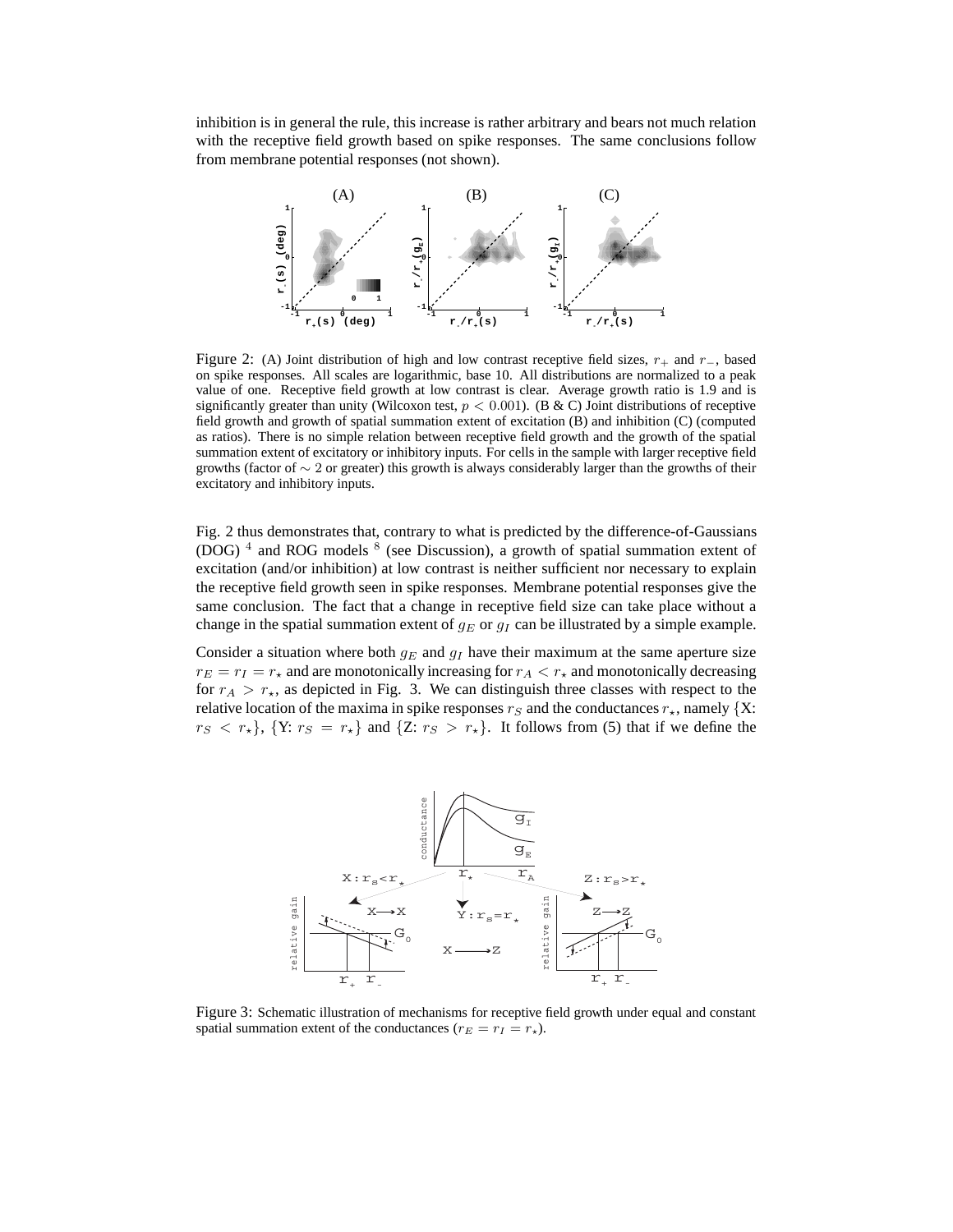inhibition is in general the rule, this increase is rather arbitrary and bears not much relation with the receptive field growth based on spike responses. The same conclusions follow from membrane potential responses (not shown).

Figure 2: (A) Joint distribution of high and low contrast receptive field sizes, $r_+$ and $r_-$, based on spike responses. All scales are logarithmic, base 10. All distributions are normalized to a peak value of one. Receptive field growth at low contrast is clear. Average growth ratio is 1.9 and is significantly greater than unity (Wilcoxon test, $p < 0.001$). (B & C) Joint distributions of receptive field growth and growth of spatial summation extent of excitation (B) and inhibition (C) (computed as ratios). There is no simple relation between receptive field growth and the growth of the spatial summation extent of excitatory or inhibitory inputs. For cells in the sample with larger receptive field growths (factor of $\sim 2$ or greater) this growth is always considerably larger than the growths of their excitatory and inhibitory inputs.

Fig. 2 thus demonstrates that, contrary to what is predicted by the difference-of-Gaussians (DOG) [4] and ROG models [8] (see Discussion), a growth of spatial summation extent of excitation (and/or inhibition) at low contrast is neither sufficient nor necessary to explain the receptive field growth seen in spike responses. Membrane potential responses give the same conclusion. The fact that a change in receptive field size can take place without a change in the spatial summation extent of $g_E$ or $g_I$ can be illustrated by a simple example.

Consider a situation where both $g_E$ and $g_I$ have their maximum at the same aperture size $r_E = r_I = r_\star$ and are monotonically increasing for $r_A < r_\star$ and monotonically decreasing for $r_A > r_\star$, as depicted in Fig. 3. We can distinguish three classes with respect to the relative location of the maxima in spike responses $r_S$ and the conductances $r_\star$, namely {X: $r_S < r_\star$}, {Y: $r_S = r_\star$} and {Z: $r_S > r_\star$}. It follows from (5) that if we define the

Figure 3: Schematic illustration of mechanisms for receptive field growth under equal and constant spatial summation extent of the conductances ($r_E = r_I = r_\star$).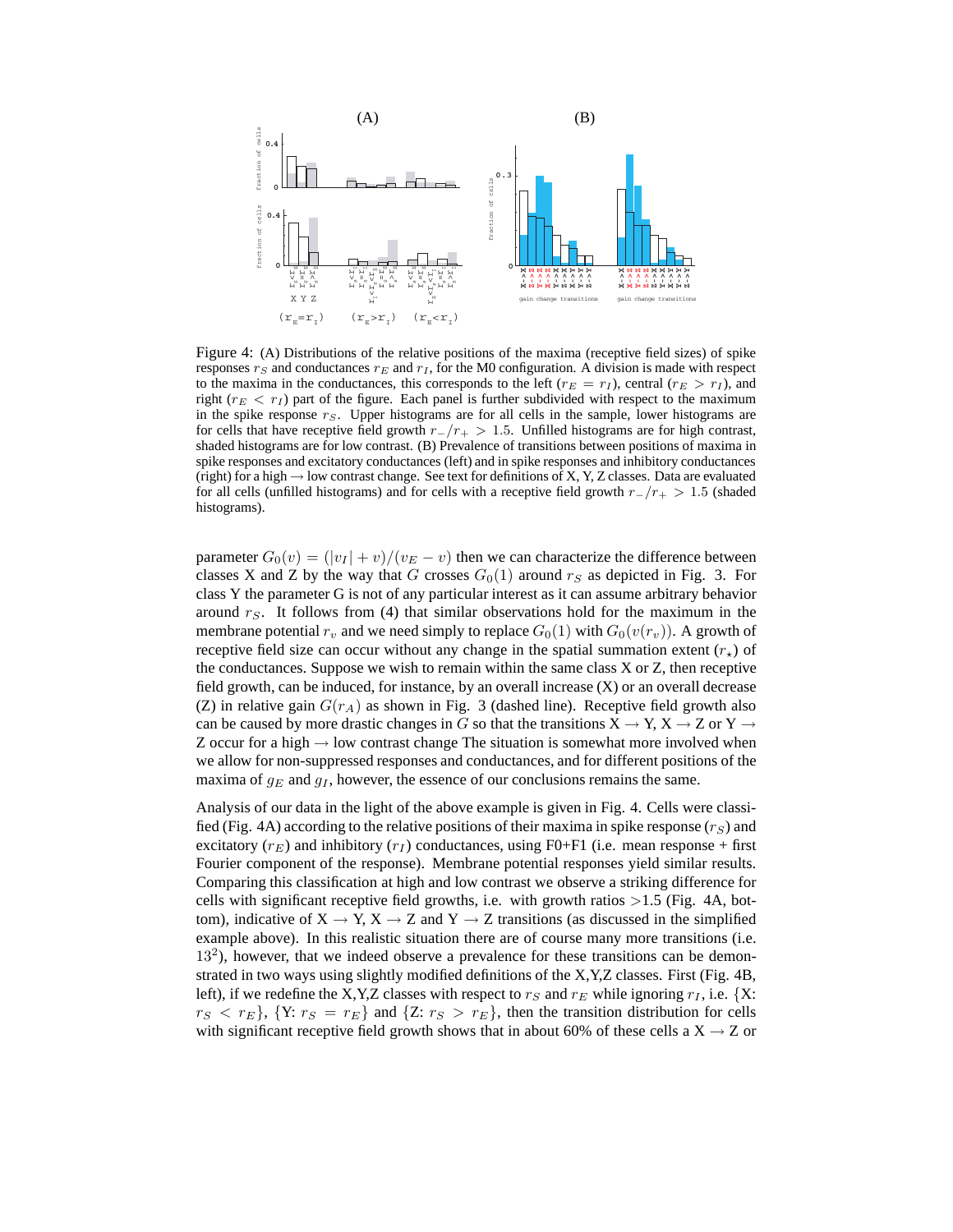Figure 4: (A) Distributions of the relative positions of the maxima (receptive field sizes) of spike responses $r_S$ and conductances $r_E$ and $r_I$, for the M0 configuration. A division is made with respect to the maxima in the conductances, this corresponds to the left ($r_E = r_I$), central ($r_E > r_I$), and right ($r_E < r_I$) part of the figure. Each panel is further subdivided with respect to the maximum in the spike response $r_S$. Upper histograms are for all cells in the sample, lower histograms are for cells that have receptive field growth $r_-/r_+ > 1.5$. Unfilled histograms are for high contrast, shaded histograms are for low contrast. (B) Prevalence of transitions between positions of maxima in spike responses and excitatory conductances (left) and in spike responses and inhibitory conductances (right) for a high $\rightarrow$ low contrast change. See text for definitions of X, Y, Z classes. Data are evaluated for all cells (unfilled histograms) and for cells with a receptive field growth $r_-/r_+ > 1.5$ (shaded histograms).

parameter $G_0(v) = (|v_I| + v)/(v_E - v)$ then we can characterize the difference between classes X and Z by the way that $G$ crosses $G_0(1)$ around $r_S$ as depicted in Fig. 3. For class Y the parameter G is not of any particular interest as it can assume arbitrary behavior around $r_S$. It follows from (4) that similar observations hold for the maximum in the membrane potential $r_v$ and we need simply to replace $G_0(1)$ with $G_0(v(r_v))$. A growth of receptive field size can occur without any change in the spatial summation extent ($r_\star$) of the conductances. Suppose we wish to remain within the same class X or Z, then receptive field growth, can be induced, for instance, by an overall increase (X) or an overall decrease (Z) in relative gain $G(r_A)$ as shown in Fig. 3 (dashed line). Receptive field growth also can be caused by more drastic changes in $G$ so that the transitions X $\rightarrow$ Y, X $\rightarrow$ Z or Y $\rightarrow$ Z occur for a high $\rightarrow$ low contrast change The situation is somewhat more involved when we allow for non-suppressed responses and conductances, and for different positions of the maxima of $g_E$ and $g_I$, however, the essence of our conclusions remains the same.

Analysis of our data in the light of the above example is given in Fig. 4. Cells were classified (Fig. 4A) according to the relative positions of their maxima in spike response ($r_S$) and excitatory ($r_E$) and inhibitory ($r_I$) conductances, using F0+F1 (i.e. mean response + first Fourier component of the response). Membrane potential responses yield similar results. Comparing this classification at high and low contrast we observe a striking difference for cells with significant receptive field growths, i.e. with growth ratios >1.5 (Fig. 4A, bottom), indicative of X $\rightarrow$ Y, X $\rightarrow$ Z and Y $\rightarrow$ Z transitions (as discussed in the simplified example above). In this realistic situation there are of course many more transitions (i.e. $13^2$), however, that we indeed observe a prevalence for these transitions can be demonstrated in two ways using slightly modified definitions of the X,Y,Z classes. First (Fig. 4B, left), if we redefine the X,Y,Z classes with respect to $r_S$ and $r_E$ while ignoring $r_I$, i.e. {X: $r_S < r_E$}, {Y: $r_S = r_E$} and {Z: $r_S > r_E$}, then the transition distribution for cells with significant receptive field growth shows that in about 60% of these cells a X $\rightarrow$ Z or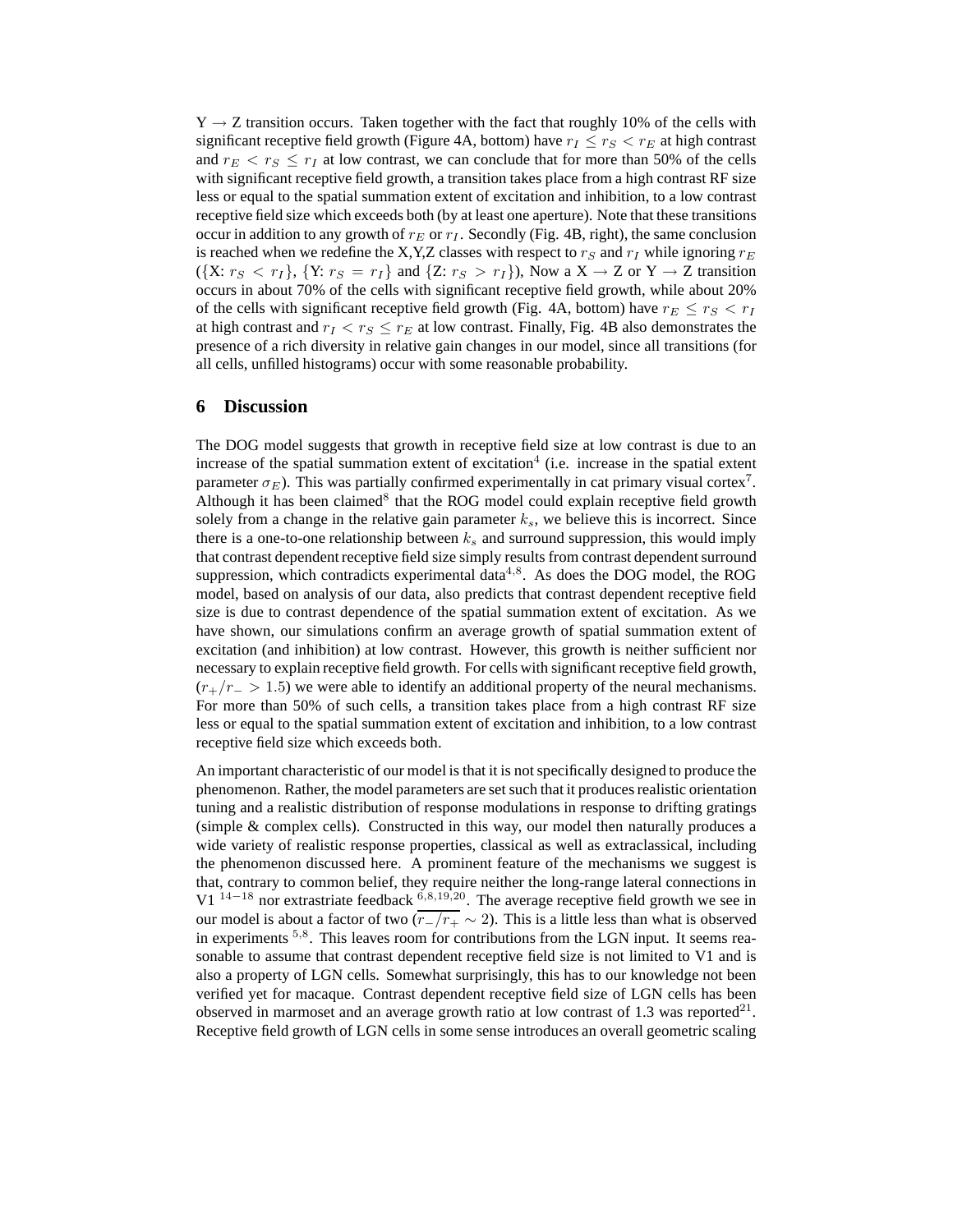Y $\rightarrow$ Z transition occurs. Taken together with the fact that roughly 10% of the cells with significant receptive field growth (Figure 4A, bottom) have $r_I \leq r_S < r_E$ at high contrast and $r_E < r_S \leq r_I$ at low contrast, we can conclude that for more than 50% of the cells with significant receptive field growth, a transition takes place from a high contrast RF size less or equal to the spatial summation extent of excitation and inhibition, to a low contrast receptive field size which exceeds both (by at least one aperture). Note that these transitions occur in addition to any growth of $r_E$ or $r_I$. Secondly (Fig. 4B, right), the same conclusion is reached when we redefine the X,Y,Z classes with respect to $r_S$ and $r_I$ while ignoring $r_E$ ({X: $r_S < r_I$}, {Y: $r_S = r_I$} and {Z: $r_S > r_I$}), Now a X $\rightarrow$ Z or Y $\rightarrow$ Z transition occurs in about 70% of the cells with significant receptive field growth, while about 20% of the cells with significant receptive field growth (Fig. 4A, bottom) have $r_E \leq r_S < r_I$ at high contrast and $r_I < r_S \leq r_E$ at low contrast. Finally, Fig. 4B also demonstrates the presence of a rich diversity in relative gain changes in our model, since all transitions (for all cells, unfilled histograms) occur with some reasonable probability.

## 6 Discussion

The DOG model suggests that growth in receptive field size at low contrast is due to an increase of the spatial summation extent of excitation[4] (i.e. increase in the spatial extent parameter $\sigma_E$). This was partially confirmed experimentally in cat primary visual cortex[7]. Although it has been claimed[8] that the ROG model could explain receptive field growth solely from a change in the relative gain parameter $k_s$, we believe this is incorrect. Since there is a one-to-one relationship between $k_s$ and surround suppression, this would imply that contrast dependent receptive field size simply results from contrast dependent surround suppression, which contradicts experimental data[4,8]. As does the DOG model, the ROG model, based on analysis of our data, also predicts that contrast dependent receptive field size is due to contrast dependence of the spatial summation extent of excitation. As we have shown, our simulations confirm an average growth of spatial summation extent of excitation (and inhibition) at low contrast. However, this growth is neither sufficient nor necessary to explain receptive field growth. For cells with significant receptive field growth, ($r_+/r_- > 1.5$) we were able to identify an additional property of the neural mechanisms. For more than 50% of such cells, a transition takes place from a high contrast RF size less or equal to the spatial summation extent of excitation and inhibition, to a low contrast receptive field size which exceeds both.

An important characteristic of our model is that it is not specifically designed to produce the phenomenon. Rather, the model parameters are set such that it produces realistic orientation tuning and a realistic distribution of response modulations in response to drifting gratings (simple & complex cells). Constructed in this way, our model then naturally produces a wide variety of realistic response properties, classical as well as extraclassical, including the phenomenon discussed here. A prominent feature of the mechanisms we suggest is that, contrary to common belief, they require neither the long-range lateral connections in V1 [14−18] nor extrastriate feedback [6,8,19,20]. The average receptive field growth we see in our model is about a factor of two ($\overline{r_-/r_+} \sim 2$). This is a little less than what is observed in experiments [5,8]. This leaves room for contributions from the LGN input. It seems reasonable to assume that contrast dependent receptive field size is not limited to V1 and is also a property of LGN cells. Somewhat surprisingly, this has to our knowledge not been verified yet for macaque. Contrast dependent receptive field size of LGN cells has been observed in marmoset and an average growth ratio at low contrast of 1.3 was reported[21]. Receptive field growth of LGN cells in some sense introduces an overall geometric scaling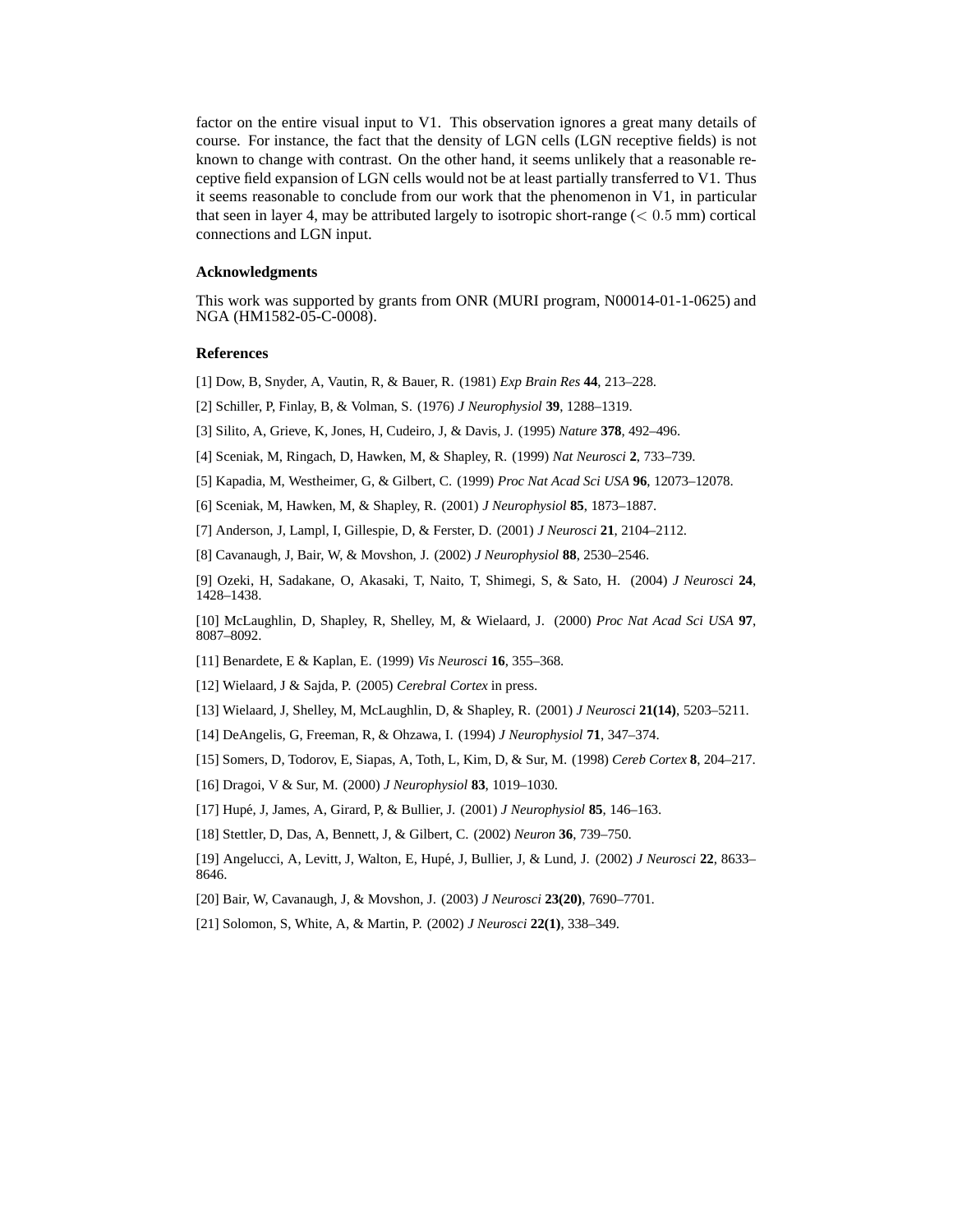factor on the entire visual input to V1. This observation ignores a great many details of course. For instance, the fact that the density of LGN cells (LGN receptive fields) is not known to change with contrast. On the other hand, it seems unlikely that a reasonable receptive field expansion of LGN cells would not be at least partially transferred to V1. Thus it seems reasonable to conclude from our work that the phenomenon in V1, in particular that seen in layer 4, may be attributed largely to isotropic short-range ($< 0.5$ mm) cortical connections and LGN input.

### Acknowledgments

This work was supported by grants from ONR (MURI program, N00014-01-1-0625) and NGA (HM1582-05-C-0008).

### References

[1] Dow, B, Snyder, A, Vautin, R, & Bauer, R. (1981) *Exp Brain Res* **44**, 213–228.

[2] Schiller, P, Finlay, B, & Volman, S. (1976) *J Neurophysiol* **39**, 1288–1319.

[3] Silito, A, Grieve, K, Jones, H, Cudeiro, J, & Davis, J. (1995) *Nature* **378**, 492–496.

[4] Sceniak, M, Ringach, D, Hawken, M, & Shapley, R. (1999) *Nat Neurosci* **2**, 733–739.

[5] Kapadia, M, Westheimer, G, & Gilbert, C. (1999) *Proc Nat Acad Sci USA* **96**, 12073–12078.

[6] Sceniak, M, Hawken, M, & Shapley, R. (2001) *J Neurophysiol* **85**, 1873–1887.

[7] Anderson, J, Lampl, I, Gillespie, D, & Ferster, D. (2001) *J Neurosci* **21**, 2104–2112.

[8] Cavanaugh, J, Bair, W, & Movshon, J. (2002) *J Neurophysiol* **88**, 2530–2546.

[9] Ozeki, H, Sadakane, O, Akasaki, T, Naito, T, Shimegi, S, & Sato, H. (2004) *J Neurosci* **24**, 1428–1438.

[10] McLaughlin, D, Shapley, R, Shelley, M, & Wielaard, J. (2000) *Proc Nat Acad Sci USA* **97**, 8087–8092.

[11] Benardete, E & Kaplan, E. (1999) *Vis Neurosci* **16**, 355–368.

[12] Wielaard, J & Sajda, P. (2005) *Cerebral Cortex* in press.

[13] Wielaard, J, Shelley, M, McLaughlin, D, & Shapley, R. (2001) *J Neurosci* **21(14)**, 5203–5211.

[14] DeAngelis, G, Freeman, R, & Ohzawa, I. (1994) *J Neurophysiol* **71**, 347–374.

[15] Somers, D, Todorov, E, Siapas, A, Toth, L, Kim, D, & Sur, M. (1998) *Cereb Cortex* **8**, 204–217.

[16] Dragoi, V & Sur, M. (2000) *J Neurophysiol* **83**, 1019–1030.

[17] Hupé, J, James, A, Girard, P, & Bullier, J. (2001) *J Neurophysiol* **85**, 146–163.

[18] Stettler, D, Das, A, Bennett, J, & Gilbert, C. (2002) *Neuron* **36**, 739–750.

[19] Angelucci, A, Levitt, J, Walton, E, Hupé, J, Bullier, J, & Lund, J. (2002) *J Neurosci* **22**, 8633–8646.

[20] Bair, W, Cavanaugh, J, & Movshon, J. (2003) *J Neurosci* **23(20)**, 7690–7701.

[21] Solomon, S, White, A, & Martin, P. (2002) *J Neurosci* **22(1)**, 338–349.